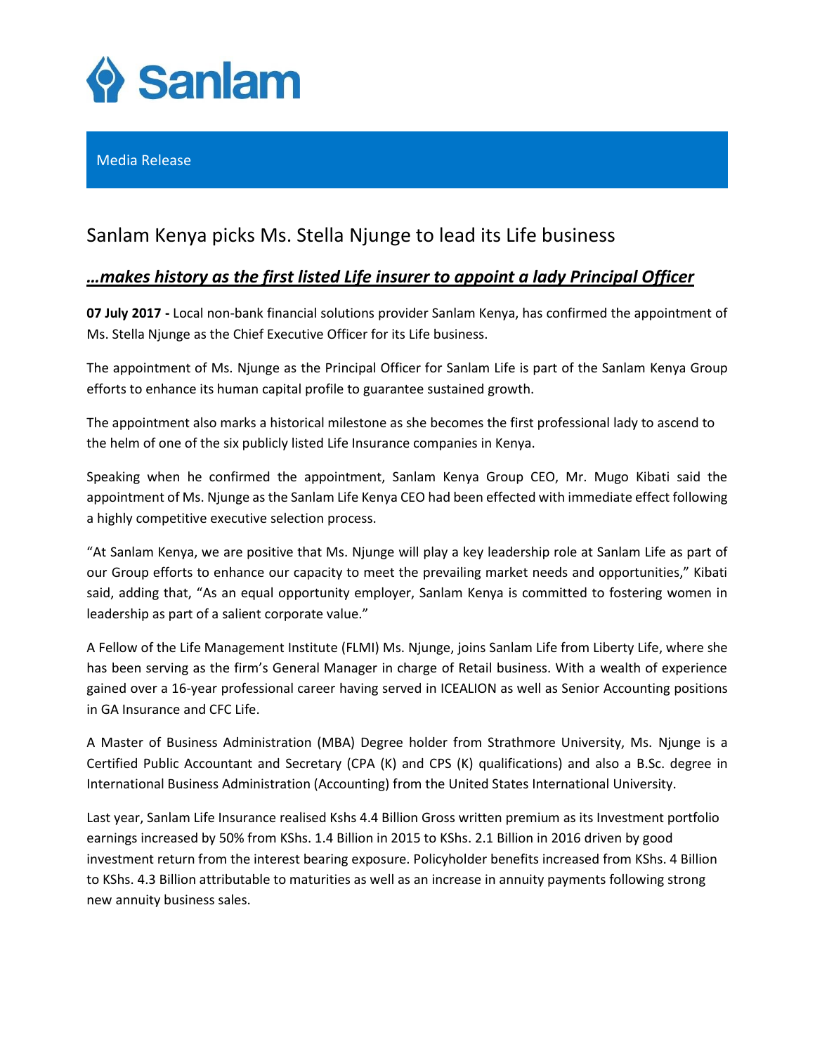Sanlam

Media Release

# Sanlam Kenya picks Ms. Stella Njunge to lead its Life business

## ***…makes history as the first listed Life insurer to appoint a lady Principal Officer***

**07 July 2017 -** Local non-bank financial solutions provider Sanlam Kenya, has confirmed the appointment of Ms. Stella Njunge as the Chief Executive Officer for its Life business.

The appointment of Ms. Njunge as the Principal Officer for Sanlam Life is part of the Sanlam Kenya Group efforts to enhance its human capital profile to guarantee sustained growth.

The appointment also marks a historical milestone as she becomes the first professional lady to ascend to the helm of one of the six publicly listed Life Insurance companies in Kenya.

Speaking when he confirmed the appointment, Sanlam Kenya Group CEO, Mr. Mugo Kibati said the appointment of Ms. Njunge as the Sanlam Life Kenya CEO had been effected with immediate effect following a highly competitive executive selection process.

"At Sanlam Kenya, we are positive that Ms. Njunge will play a key leadership role at Sanlam Life as part of our Group efforts to enhance our capacity to meet the prevailing market needs and opportunities," Kibati said, adding that, "As an equal opportunity employer, Sanlam Kenya is committed to fostering women in leadership as part of a salient corporate value."

A Fellow of the Life Management Institute (FLMI) Ms. Njunge, joins Sanlam Life from Liberty Life, where she has been serving as the firm's General Manager in charge of Retail business. With a wealth of experience gained over a 16-year professional career having served in ICEALION as well as Senior Accounting positions in GA Insurance and CFC Life.

A Master of Business Administration (MBA) Degree holder from Strathmore University, Ms. Njunge is a Certified Public Accountant and Secretary (CPA (K) and CPS (K) qualifications) and also a B.Sc. degree in International Business Administration (Accounting) from the United States International University.

Last year, Sanlam Life Insurance realised Kshs 4.4 Billion Gross written premium as its Investment portfolio earnings increased by 50% from KShs. 1.4 Billion in 2015 to KShs. 2.1 Billion in 2016 driven by good investment return from the interest bearing exposure. Policyholder benefits increased from KShs. 4 Billion to KShs. 4.3 Billion attributable to maturities as well as an increase in annuity payments following strong new annuity business sales.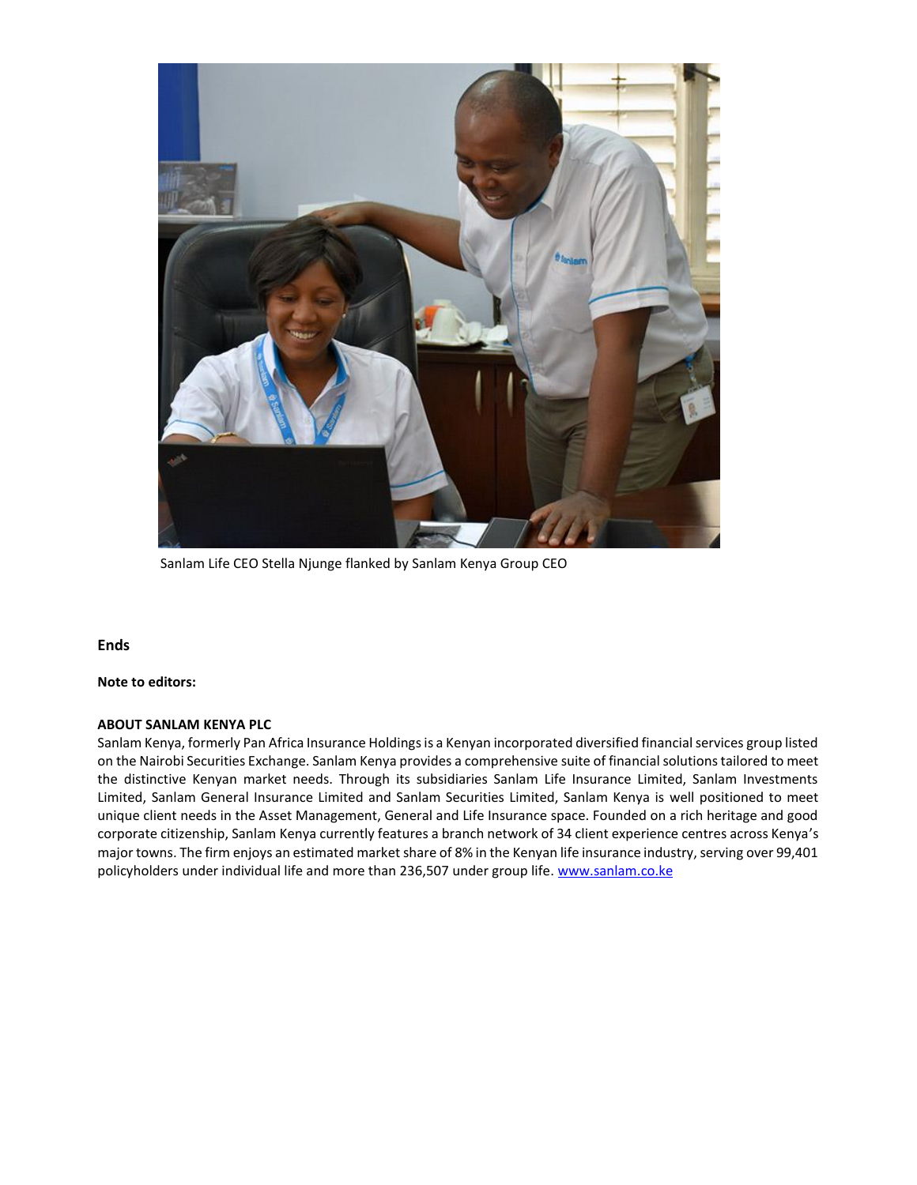Sanlam Life CEO Stella Njunge flanked by Sanlam Kenya Group CEO

**Ends**

**Note to editors:**

**ABOUT SANLAM KENYA PLC**

Sanlam Kenya, formerly Pan Africa Insurance Holdings is a Kenyan incorporated diversified financial services group listed on the Nairobi Securities Exchange. Sanlam Kenya provides a comprehensive suite of financial solutions tailored to meet the distinctive Kenyan market needs. Through its subsidiaries Sanlam Life Insurance Limited, Sanlam Investments Limited, Sanlam General Insurance Limited and Sanlam Securities Limited, Sanlam Kenya is well positioned to meet unique client needs in the Asset Management, General and Life Insurance space. Founded on a rich heritage and good corporate citizenship, Sanlam Kenya currently features a branch network of 34 client experience centres across Kenya's major towns. The firm enjoys an estimated market share of 8% in the Kenyan life insurance industry, serving over 99,401 policyholders under individual life and more than 236,507 under group life. [www.sanlam.co.ke](http://www.sanlam.co.ke)